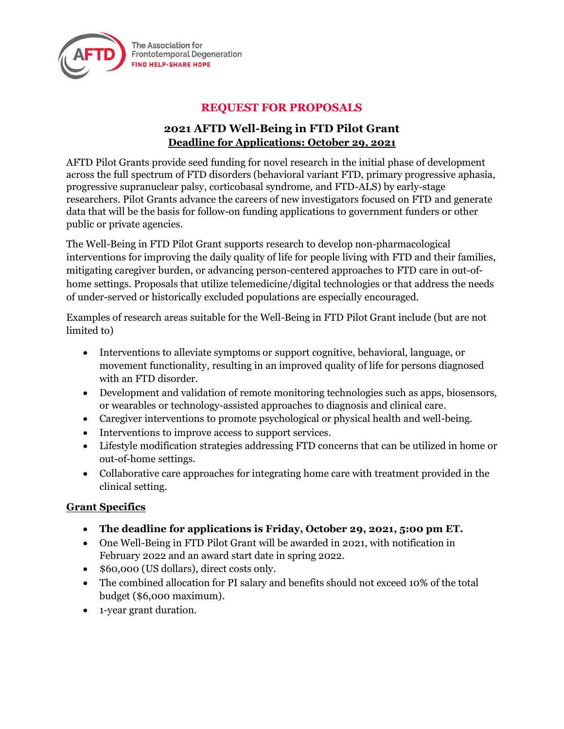The Association for Frontotemporal Degeneration
FIND HELP·SHARE HOPE

# REQUEST FOR PROPOSALS

## 2021 AFTD Well-Being in FTD Pilot Grant

**Deadline for Applications: October 29, 2021**

AFTD Pilot Grants provide seed funding for novel research in the initial phase of development across the full spectrum of FTD disorders (behavioral variant FTD, primary progressive aphasia, progressive supranuclear palsy, corticobasal syndrome, and FTD-ALS) by early-stage researchers. Pilot Grants advance the careers of new investigators focused on FTD and generate data that will be the basis for follow-on funding applications to government funders or other public or private agencies.

The Well-Being in FTD Pilot Grant supports research to develop non-pharmacological interventions for improving the daily quality of life for people living with FTD and their families, mitigating caregiver burden, or advancing person-centered approaches to FTD care in out-of-home settings. Proposals that utilize telemedicine/digital technologies or that address the needs of under-served or historically excluded populations are especially encouraged.

Examples of research areas suitable for the Well-Being in FTD Pilot Grant include (but are not limited to)

- Interventions to alleviate symptoms or support cognitive, behavioral, language, or movement functionality, resulting in an improved quality of life for persons diagnosed with an FTD disorder.
- Development and validation of remote monitoring technologies such as apps, biosensors, or wearables or technology-assisted approaches to diagnosis and clinical care.
- Caregiver interventions to promote psychological or physical health and well-being.
- Interventions to improve access to support services.
- Lifestyle modification strategies addressing FTD concerns that can be utilized in home or out-of-home settings.
- Collaborative care approaches for integrating home care with treatment provided in the clinical setting.

### Grant Specifics

- **The deadline for applications is Friday, October 29, 2021, 5:00 pm ET.**
- One Well-Being in FTD Pilot Grant will be awarded in 2021, with notification in February 2022 and an award start date in spring 2022.
- $60,000 (US dollars), direct costs only.
- The combined allocation for PI salary and benefits should not exceed 10% of the total budget ($6,000 maximum).
- 1-year grant duration.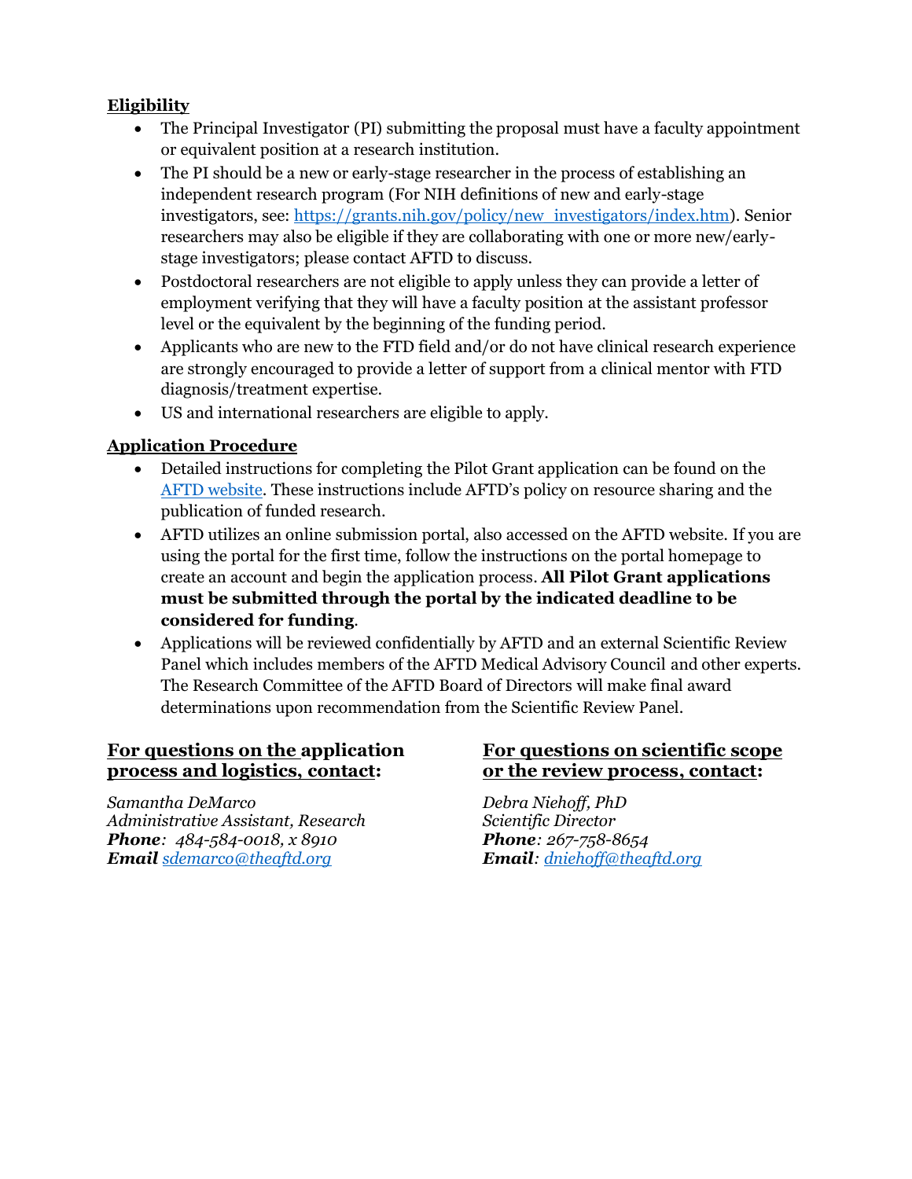## Eligibility

- The Principal Investigator (PI) submitting the proposal must have a faculty appointment or equivalent position at a research institution.
- The PI should be a new or early-stage researcher in the process of establishing an independent research program (For NIH definitions of new and early-stage investigators, see: [https://grants.nih.gov/policy/new_investigators/index.htm](https://grants.nih.gov/policy/new_investigators/index.htm)). Senior researchers may also be eligible if they are collaborating with one or more new/early-stage investigators; please contact AFTD to discuss.
- Postdoctoral researchers are not eligible to apply unless they can provide a letter of employment verifying that they will have a faculty position at the assistant professor level or the equivalent by the beginning of the funding period.
- Applicants who are new to the FTD field and/or do not have clinical research experience are strongly encouraged to provide a letter of support from a clinical mentor with FTD diagnosis/treatment expertise.
- US and international researchers are eligible to apply.

## Application Procedure

- Detailed instructions for completing the Pilot Grant application can be found on the AFTD website. These instructions include AFTD's policy on resource sharing and the publication of funded research.
- AFTD utilizes an online submission portal, also accessed on the AFTD website. If you are using the portal for the first time, follow the instructions on the portal homepage to create an account and begin the application process. **All Pilot Grant applications must be submitted through the portal by the indicated deadline to be considered for funding**.
- Applications will be reviewed confidentially by AFTD and an external Scientific Review Panel which includes members of the AFTD Medical Advisory Council and other experts. The Research Committee of the AFTD Board of Directors will make final award determinations upon recommendation from the Scientific Review Panel.

**For questions on the application process and logistics, contact:**

*Samantha DeMarco*
*Administrative Assistant, Research*
***Phone**: 484-584-0018, x 8910*
***Email** sdemarco@theaftd.org*

**For questions on scientific scope or the review process, contact:**

*Debra Niehoff, PhD*
*Scientific Director*
***Phone**: 267-758-8654*
***Email**: dniehoff@theaftd.org*